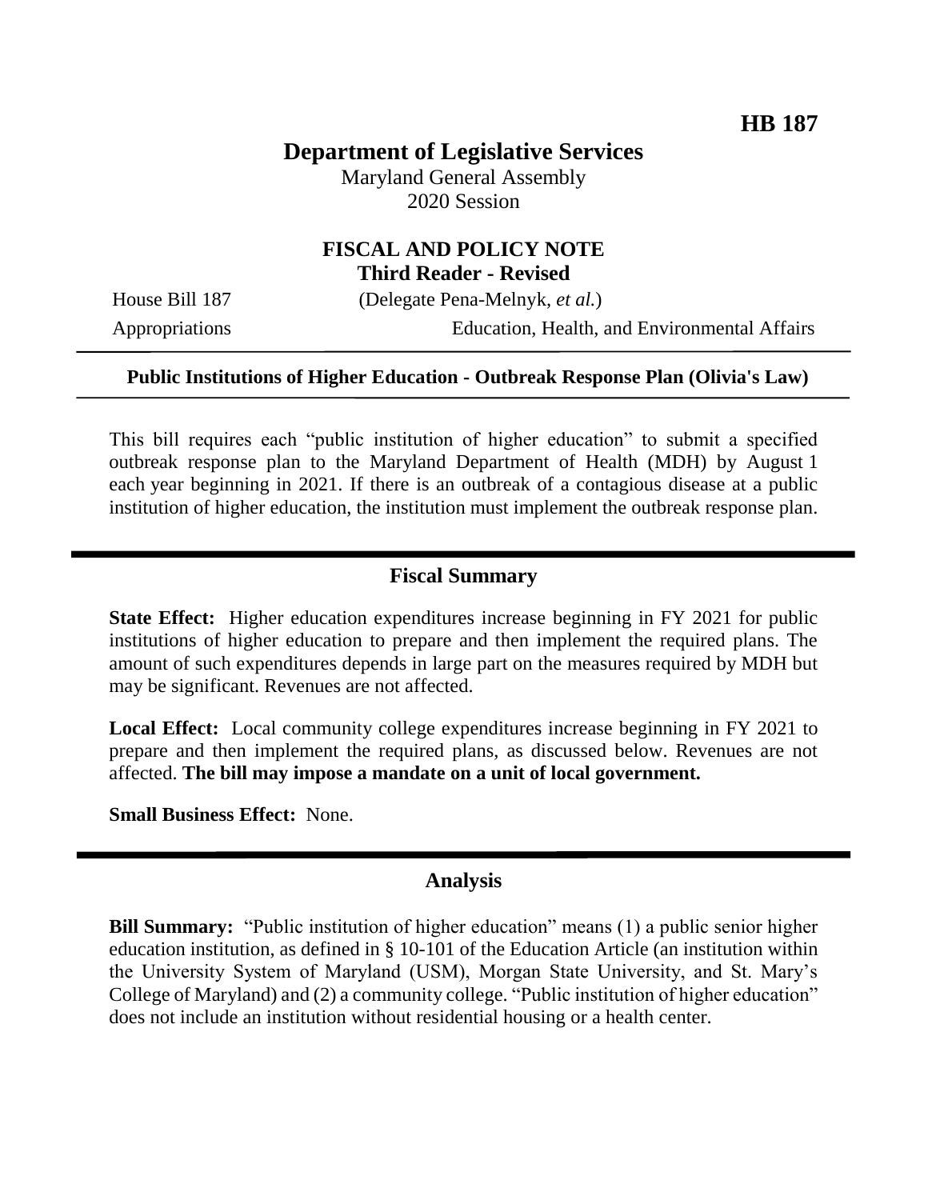**HB 187**

# Department of Legislative Services

Maryland General Assembly
2020 Session

## FISCAL AND POLICY NOTE
**Third Reader - Revised**

| House Bill 187 | (Delegate Pena-Melnyk, *et al.*) |
| --- | --- |
| Appropriations | Education, Health, and Environmental Affairs |

**Public Institutions of Higher Education - Outbreak Response Plan (Olivia's Law)**

This bill requires each "public institution of higher education" to submit a specified outbreak response plan to the Maryland Department of Health (MDH) by August 1 each year beginning in 2021. If there is an outbreak of a contagious disease at a public institution of higher education, the institution must implement the outbreak response plan.

## Fiscal Summary

**State Effect:** Higher education expenditures increase beginning in FY 2021 for public institutions of higher education to prepare and then implement the required plans. The amount of such expenditures depends in large part on the measures required by MDH but may be significant. Revenues are not affected.

**Local Effect:** Local community college expenditures increase beginning in FY 2021 to prepare and then implement the required plans, as discussed below. Revenues are not affected. **The bill may impose a mandate on a unit of local government.**

**Small Business Effect:** None.

## Analysis

**Bill Summary:** "Public institution of higher education" means (1) a public senior higher education institution, as defined in § 10-101 of the Education Article (an institution within the University System of Maryland (USM), Morgan State University, and St. Mary's College of Maryland) and (2) a community college. "Public institution of higher education" does not include an institution without residential housing or a health center.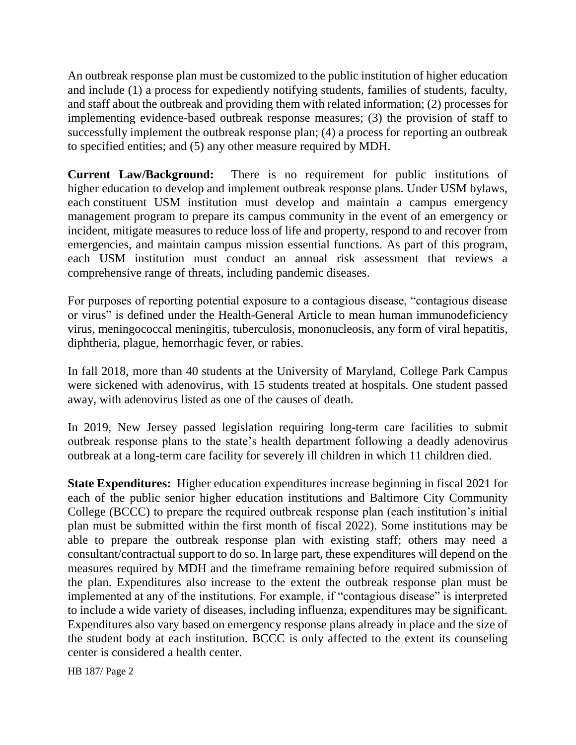An outbreak response plan must be customized to the public institution of higher education and include (1) a process for expediently notifying students, families of students, faculty, and staff about the outbreak and providing them with related information; (2) processes for implementing evidence-based outbreak response measures; (3) the provision of staff to successfully implement the outbreak response plan; (4) a process for reporting an outbreak to specified entities; and (5) any other measure required by MDH.

**Current Law/Background:** There is no requirement for public institutions of higher education to develop and implement outbreak response plans. Under USM bylaws, each constituent USM institution must develop and maintain a campus emergency management program to prepare its campus community in the event of an emergency or incident, mitigate measures to reduce loss of life and property, respond to and recover from emergencies, and maintain campus mission essential functions. As part of this program, each USM institution must conduct an annual risk assessment that reviews a comprehensive range of threats, including pandemic diseases.

For purposes of reporting potential exposure to a contagious disease, "contagious disease or virus" is defined under the Health-General Article to mean human immunodeficiency virus, meningococcal meningitis, tuberculosis, mononucleosis, any form of viral hepatitis, diphtheria, plague, hemorrhagic fever, or rabies.

In fall 2018, more than 40 students at the University of Maryland, College Park Campus were sickened with adenovirus, with 15 students treated at hospitals. One student passed away, with adenovirus listed as one of the causes of death.

In 2019, New Jersey passed legislation requiring long-term care facilities to submit outbreak response plans to the state's health department following a deadly adenovirus outbreak at a long-term care facility for severely ill children in which 11 children died.

**State Expenditures:** Higher education expenditures increase beginning in fiscal 2021 for each of the public senior higher education institutions and Baltimore City Community College (BCCC) to prepare the required outbreak response plan (each institution's initial plan must be submitted within the first month of fiscal 2022). Some institutions may be able to prepare the outbreak response plan with existing staff; others may need a consultant/contractual support to do so. In large part, these expenditures will depend on the measures required by MDH and the timeframe remaining before required submission of the plan. Expenditures also increase to the extent the outbreak response plan must be implemented at any of the institutions. For example, if "contagious disease" is interpreted to include a wide variety of diseases, including influenza, expenditures may be significant. Expenditures also vary based on emergency response plans already in place and the size of the student body at each institution. BCCC is only affected to the extent its counseling center is considered a health center.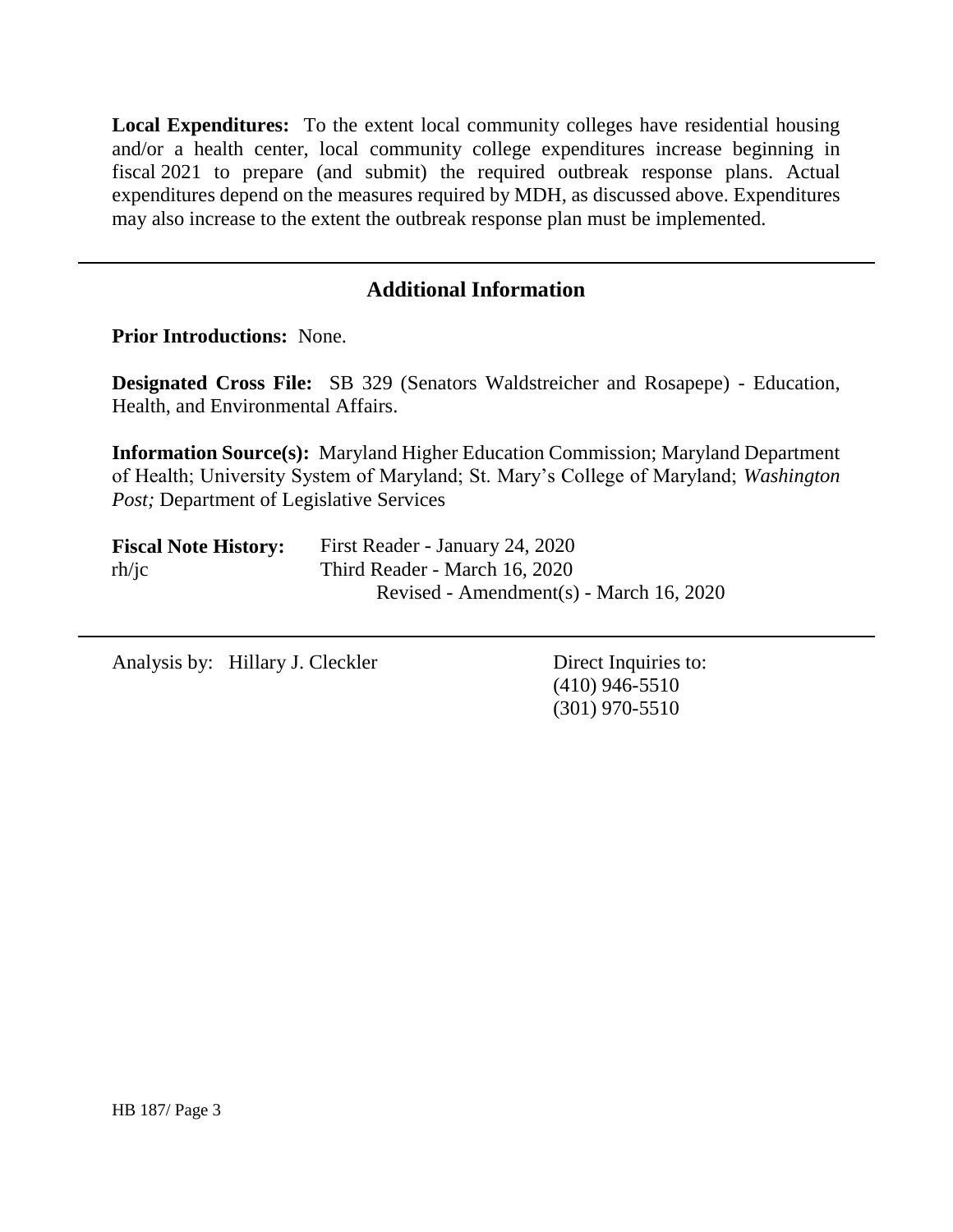**Local Expenditures:** To the extent local community colleges have residential housing and/or a health center, local community college expenditures increase beginning in fiscal 2021 to prepare (and submit) the required outbreak response plans. Actual expenditures depend on the measures required by MDH, as discussed above. Expenditures may also increase to the extent the outbreak response plan must be implemented.

## Additional Information

**Prior Introductions:** None.

**Designated Cross File:** SB 329 (Senators Waldstreicher and Rosapepe) - Education, Health, and Environmental Affairs.

**Information Source(s):** Maryland Higher Education Commission; Maryland Department of Health; University System of Maryland; St. Mary's College of Maryland; *Washington Post;* Department of Legislative Services

| | |
|---|---|
| **Fiscal Note History:** | First Reader - January 24, 2020 |
| rh/jc | Third Reader - March 16, 2020 |
| | Revised - Amendment(s) - March 16, 2020 |

Analysis by: Hillary J. Cleckler

Direct Inquiries to:
(410) 946-5510
(301) 970-5510